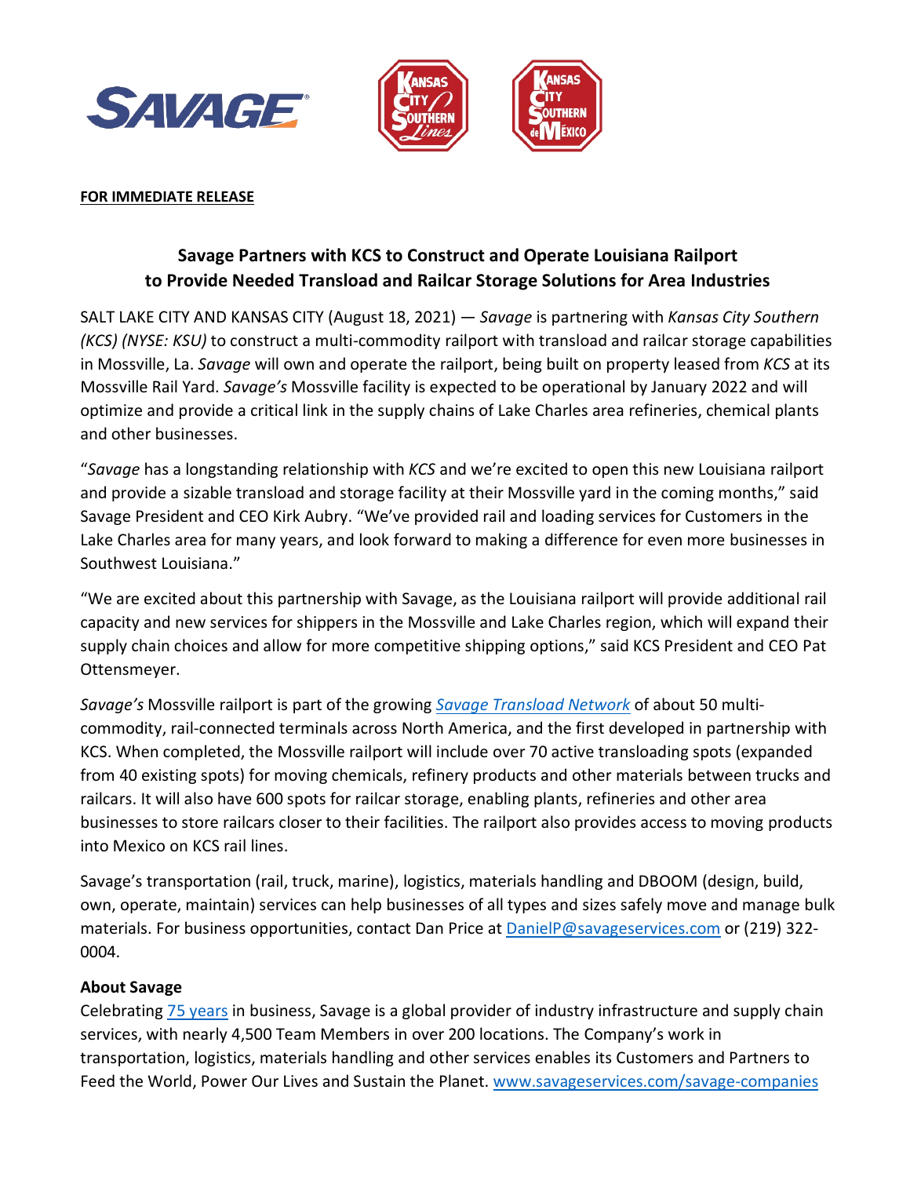**FOR IMMEDIATE RELEASE**

# Savage Partners with KCS to Construct and Operate Louisiana Railport to Provide Needed Transload and Railcar Storage Solutions for Area Industries

SALT LAKE CITY AND KANSAS CITY (August 18, 2021) — *Savage* is partnering with *Kansas City Southern (KCS) (NYSE: KSU)* to construct a multi-commodity railport with transload and railcar storage capabilities in Mossville, La. *Savage* will own and operate the railport, being built on property leased from *KCS* at its Mossville Rail Yard. *Savage's* Mossville facility is expected to be operational by January 2022 and will optimize and provide a critical link in the supply chains of Lake Charles area refineries, chemical plants and other businesses.

"*Savage* has a longstanding relationship with *KCS* and we're excited to open this new Louisiana railport and provide a sizable transload and storage facility at their Mossville yard in the coming months," said Savage President and CEO Kirk Aubry. "We've provided rail and loading services for Customers in the Lake Charles area for many years, and look forward to making a difference for even more businesses in Southwest Louisiana."

"We are excited about this partnership with Savage, as the Louisiana railport will provide additional rail capacity and new services for shippers in the Mossville and Lake Charles region, which will expand their supply chain choices and allow for more competitive shipping options," said KCS President and CEO Pat Ottensmeyer.

*Savage's* Mossville railport is part of the growing *Savage Transload Network* of about 50 multi-commodity, rail-connected terminals across North America, and the first developed in partnership with KCS. When completed, the Mossville railport will include over 70 active transloading spots (expanded from 40 existing spots) for moving chemicals, refinery products and other materials between trucks and railcars. It will also have 600 spots for railcar storage, enabling plants, refineries and other area businesses to store railcars closer to their facilities. The railport also provides access to moving products into Mexico on KCS rail lines.

Savage's transportation (rail, truck, marine), logistics, materials handling and DBOOM (design, build, own, operate, maintain) services can help businesses of all types and sizes safely move and manage bulk materials. For business opportunities, contact Dan Price at DanielP@savageservices.com or (219) 322-0004.

**About Savage**

Celebrating 75 years in business, Savage is a global provider of industry infrastructure and supply chain services, with nearly 4,500 Team Members in over 200 locations. The Company's work in transportation, logistics, materials handling and other services enables its Customers and Partners to Feed the World, Power Our Lives and Sustain the Planet. www.savageservices.com/savage-companies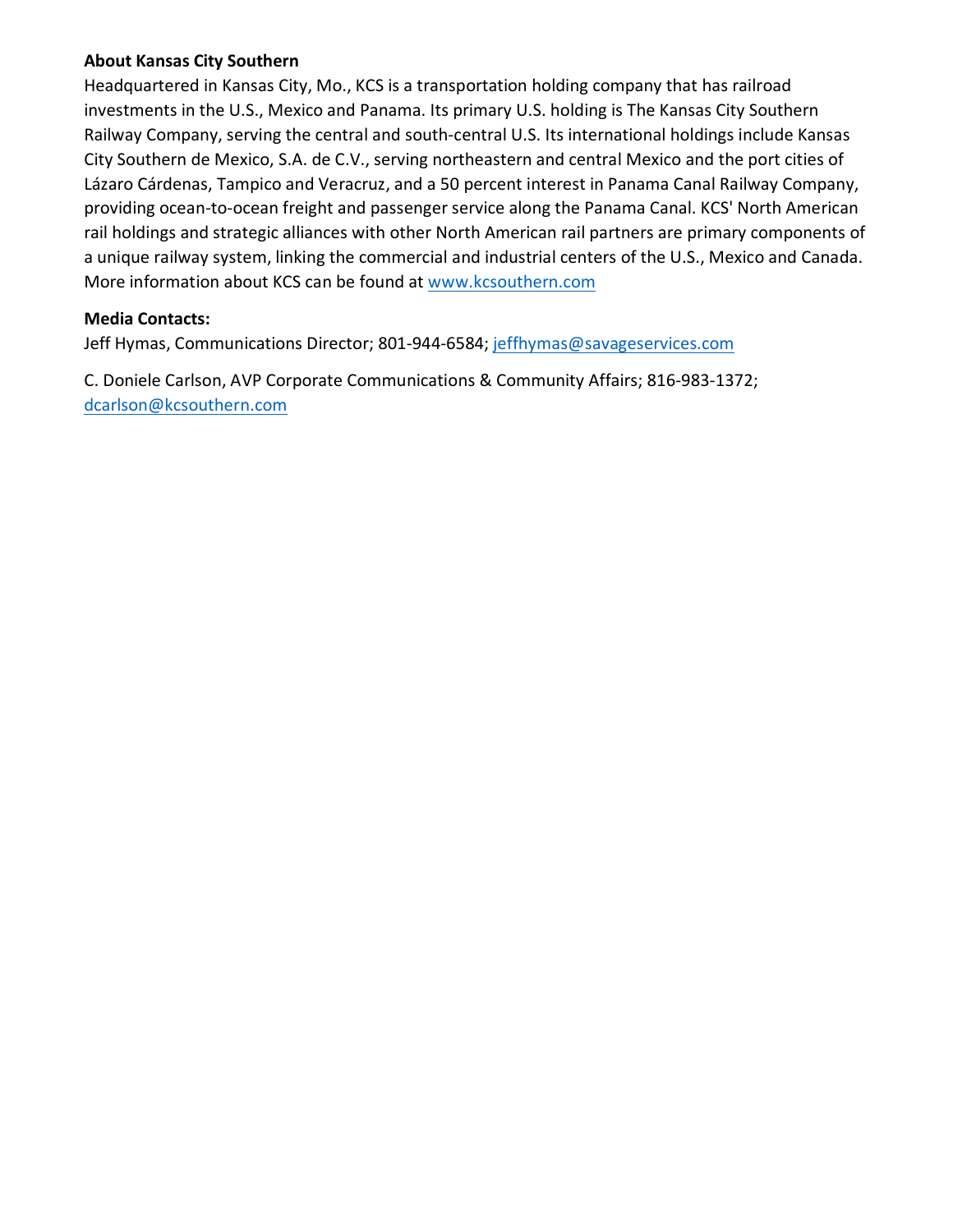**About Kansas City Southern**

Headquartered in Kansas City, Mo., KCS is a transportation holding company that has railroad investments in the U.S., Mexico and Panama. Its primary U.S. holding is The Kansas City Southern Railway Company, serving the central and south-central U.S. Its international holdings include Kansas City Southern de Mexico, S.A. de C.V., serving northeastern and central Mexico and the port cities of Lázaro Cárdenas, Tampico and Veracruz, and a 50 percent interest in Panama Canal Railway Company, providing ocean-to-ocean freight and passenger service along the Panama Canal. KCS' North American rail holdings and strategic alliances with other North American rail partners are primary components of a unique railway system, linking the commercial and industrial centers of the U.S., Mexico and Canada. More information about KCS can be found at www.kcsouthern.com

**Media Contacts:**

Jeff Hymas, Communications Director; 801-944-6584; jeffhymas@savageservices.com

C. Doniele Carlson, AVP Corporate Communications & Community Affairs; 816-983-1372; dcarlson@kcsouthern.com